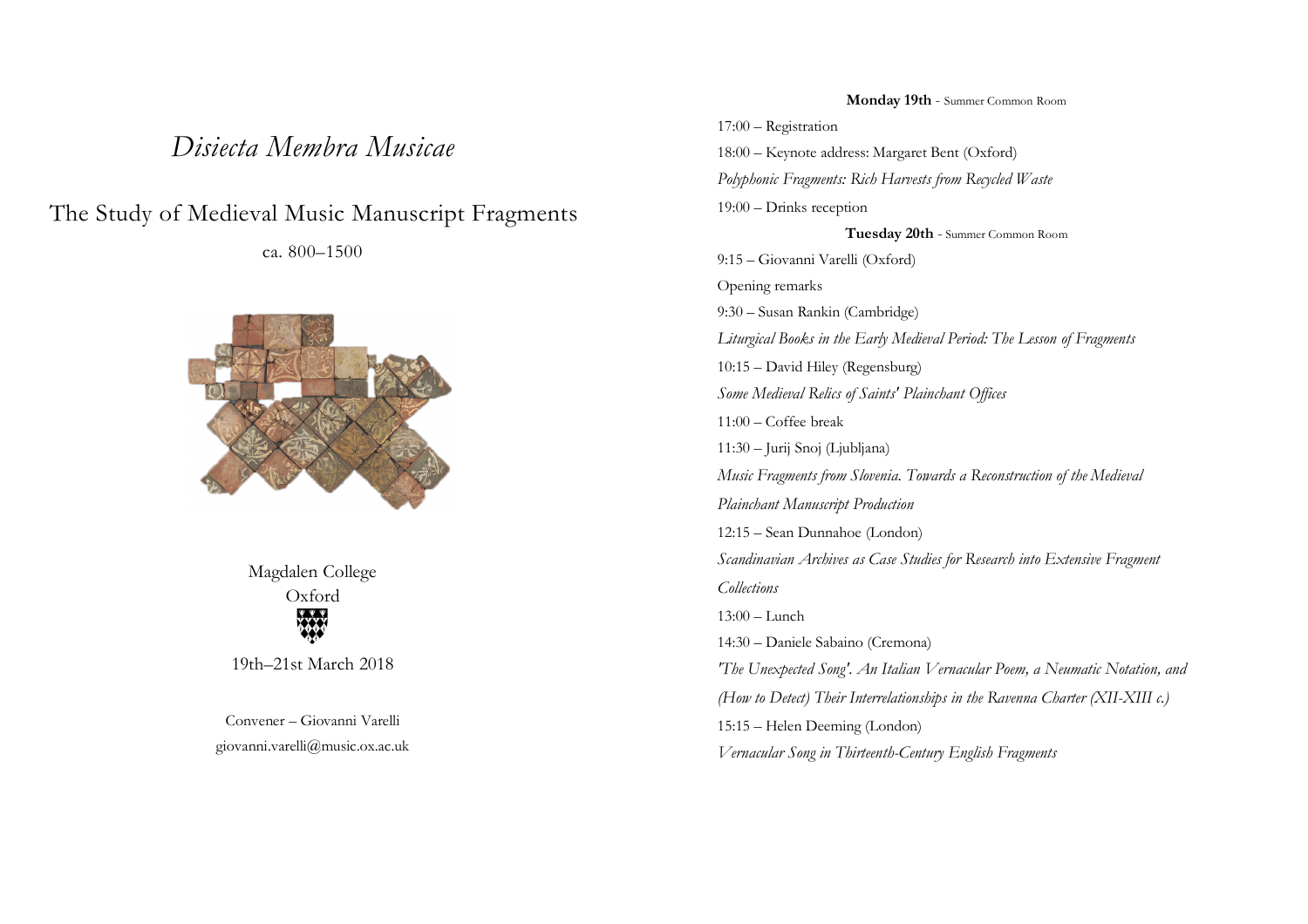# *Disiecta Membra Musicae*

## The Study of Medieval Music Manuscript Fragments

ca. 800–1500

Magdalen College
Oxford

19th–21st March 2018

Convener – Giovanni Varelli
giovanni.varelli@music.ox.ac.uk

**Monday 19th** - Summer Common Room

17:00 – Registration

18:00 – Keynote address: Margaret Bent (Oxford)

*Polyphonic Fragments: Rich Harvests from Recycled Waste*

19:00 – Drinks reception

**Tuesday 20th** - Summer Common Room

9:15 – Giovanni Varelli (Oxford)

Opening remarks

9:30 – Susan Rankin (Cambridge)

*Liturgical Books in the Early Medieval Period: The Lesson of Fragments*

10:15 – David Hiley (Regensburg)

*Some Medieval Relics of Saints' Plainchant Offices*

11:00 – Coffee break

11:30 – Jurij Snoj (Ljubljana)

*Music Fragments from Slovenia. Towards a Reconstruction of the Medieval Plainchant Manuscript Production*

12:15 – Sean Dunnahoe (London)

*Scandinavian Archives as Case Studies for Research into Extensive Fragment Collections*

13:00 – Lunch

14:30 – Daniele Sabaino (Cremona)

*'The Unexpected Song'. An Italian Vernacular Poem, a Neumatic Notation, and (How to Detect) Their Interrelationships in the Ravenna Charter (XII-XIII c.)*

15:15 – Helen Deeming (London)

*Vernacular Song in Thirteenth-Century English Fragments*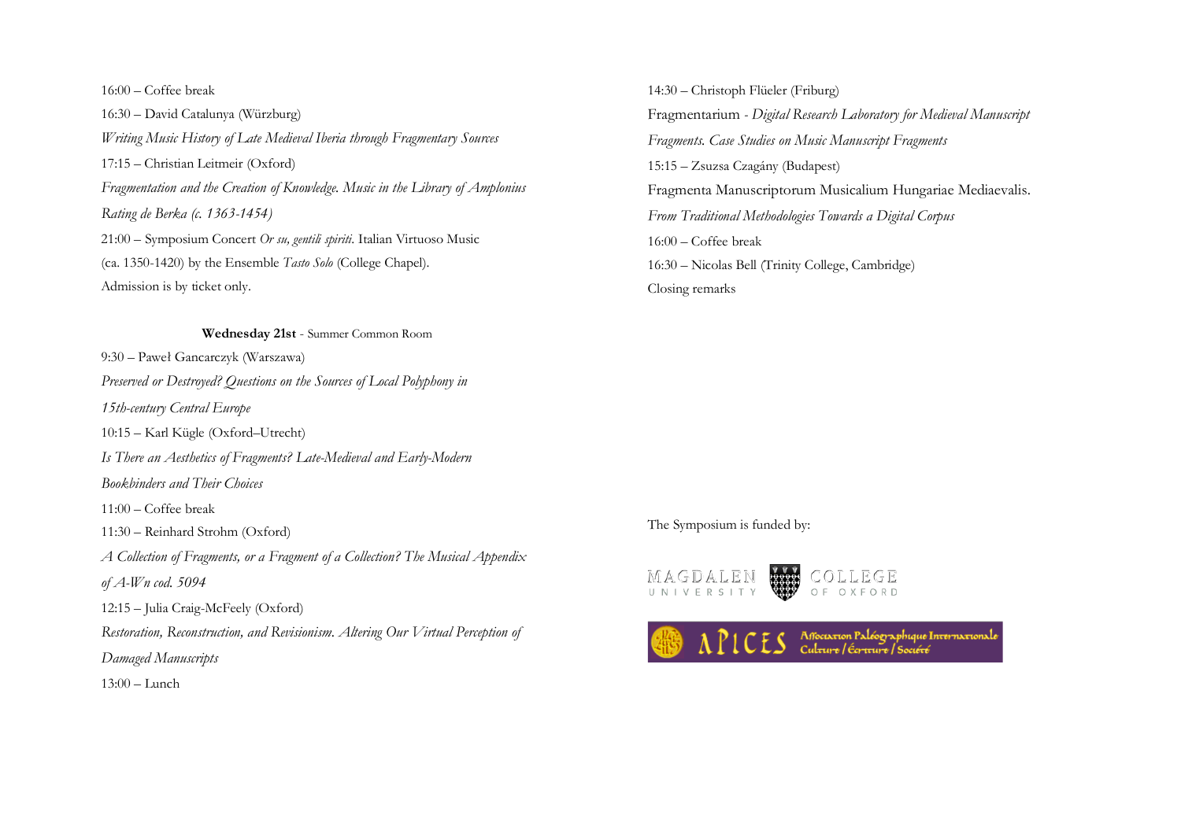16:00 – Coffee break

16:30 – David Catalunya (Würzburg)

*Writing Music History of Late Medieval Iberia through Fragmentary Sources*

17:15 – Christian Leitmeir (Oxford)

*Fragmentation and the Creation of Knowledge. Music in the Library of Amplonius Rating de Berka (c. 1363-1454)*

21:00 – Symposium Concert *Or su, gentili spiriti.* Italian Virtuoso Music (ca. 1350-1420) by the Ensemble *Tasto Solo* (College Chapel). Admission is by ticket only.

**Wednesday 21st** - Summer Common Room

9:30 – Paweł Gancarczyk (Warszawa)

*Preserved or Destroyed? Questions on the Sources of Local Polyphony in 15th-century Central Europe*

10:15 – Karl Kügle (Oxford–Utrecht)

*Is There an Aesthetics of Fragments? Late-Medieval and Early-Modern Bookbinders and Their Choices*

11:00 – Coffee break

11:30 – Reinhard Strohm (Oxford)

*A Collection of Fragments, or a Fragment of a Collection? The Musical Appendix of A-Wn cod. 5094*

12:15 – Julia Craig-McFeely (Oxford)

*Restoration, Reconstruction, and Revisionism. Altering Our Virtual Perception of Damaged Manuscripts*

13:00 – Lunch

14:30 – Christoph Flüeler (Friburg)

Fragmentarium - *Digital Research Laboratory for Medieval Manuscript Fragments. Case Studies on Music Manuscript Fragments*

15:15 – Zsuzsa Czagány (Budapest)

Fragmenta Manuscriptorum Musicalium Hungariae Mediaevalis. *From Traditional Methodologies Towards a Digital Corpus*

16:00 – Coffee break

16:30 – Nicolas Bell (Trinity College, Cambridge)

Closing remarks

The Symposium is funded by:

MAGDALEN COLLEGE UNIVERSITY OF OXFORD

APICES Association Paléographique Internationale Culture / Écriture / Société